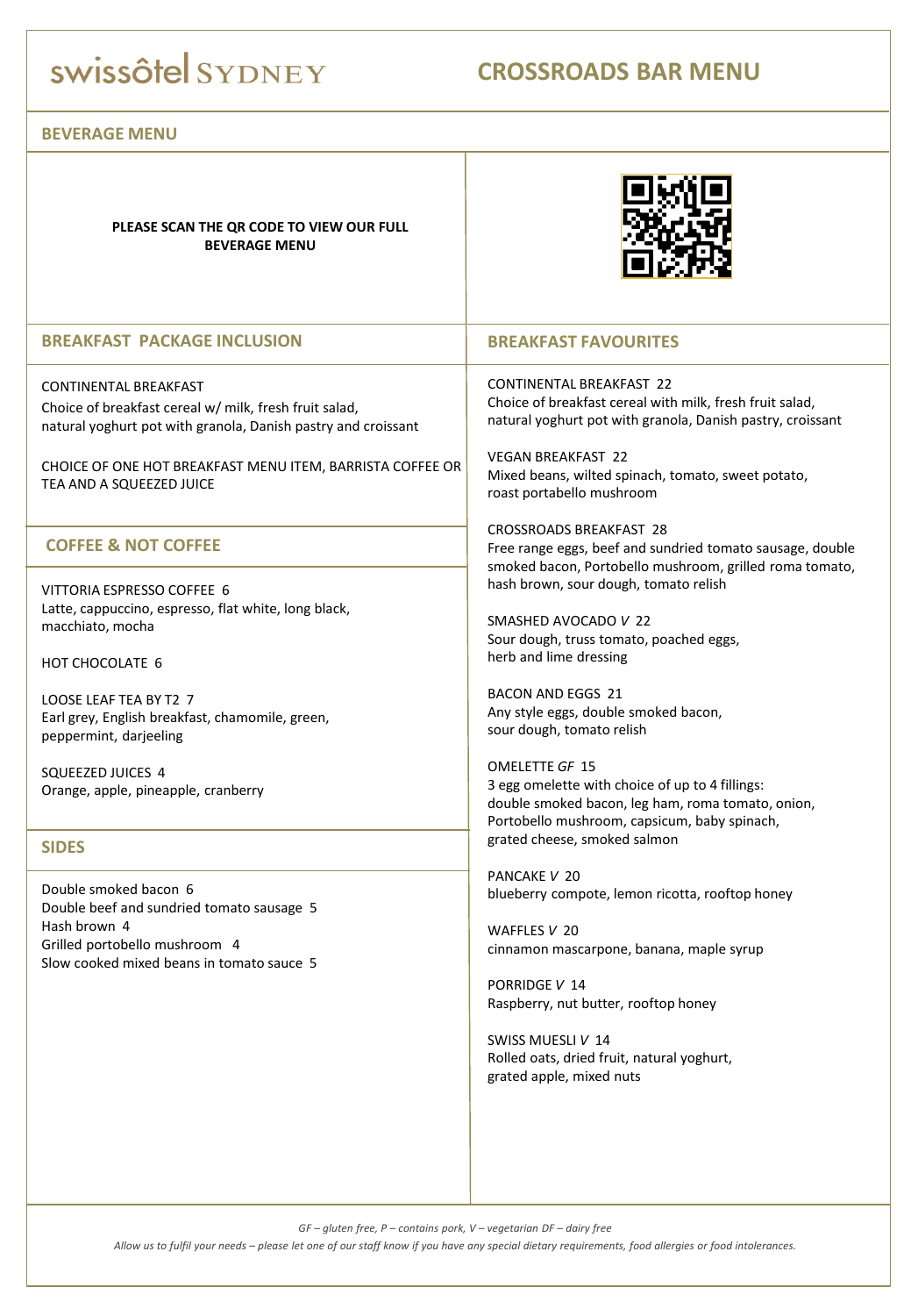# swissôtel SYDNEY

# CROSSROADS BAR MENU

## BEVERAGE MENU

**PLEASE SCAN THE QR CODE TO VIEW OUR FULL BEVERAGE MENU**

## BREAKFAST PACKAGE INCLUSION

CONTINENTAL BREAKFAST
Choice of breakfast cereal w/ milk, fresh fruit salad, natural yoghurt pot with granola, Danish pastry and croissant

CHOICE OF ONE HOT BREAKFAST MENU ITEM, BARRISTA COFFEE OR TEA AND A SQUEEZED JUICE

## COFFEE & NOT COFFEE

VITTORIA ESPRESSO COFFEE 6
Latte, cappuccino, espresso, flat white, long black, macchiato, mocha

HOT CHOCOLATE 6

LOOSE LEAF TEA BY T2 7
Earl grey, English breakfast, chamomile, green, peppermint, darjeeling

SQUEEZED JUICES 4
Orange, apple, pineapple, cranberry

## SIDES

Double smoked bacon 6
Double beef and sundried tomato sausage 5
Hash brown 4
Grilled portobello mushroom 4
Slow cooked mixed beans in tomato sauce 5

## BREAKFAST FAVOURITES

CONTINENTAL BREAKFAST 22
Choice of breakfast cereal with milk, fresh fruit salad, natural yoghurt pot with granola, Danish pastry, croissant

VEGAN BREAKFAST 22
Mixed beans, wilted spinach, tomato, sweet potato, roast portabello mushroom

CROSSROADS BREAKFAST 28
Free range eggs, beef and sundried tomato sausage, double smoked bacon, Portobello mushroom, grilled roma tomato, hash brown, sour dough, tomato relish

SMASHED AVOCADO *V* 22
Sour dough, truss tomato, poached eggs, herb and lime dressing

BACON AND EGGS 21
Any style eggs, double smoked bacon, sour dough, tomato relish

OMELETTE *GF* 15
3 egg omelette with choice of up to 4 fillings:
double smoked bacon, leg ham, roma tomato, onion, Portobello mushroom, capsicum, baby spinach, grated cheese, smoked salmon

PANCAKE *V* 20
blueberry compote, lemon ricotta, rooftop honey

WAFFLES *V* 20
cinnamon mascarpone, banana, maple syrup

PORRIDGE *V* 14
Raspberry, nut butter, rooftop honey

SWISS MUESLI *V* 14
Rolled oats, dried fruit, natural yoghurt, grated apple, mixed nuts

*GF – gluten free, P – contains pork, V – vegetarian DF – dairy free*

*Allow us to fulfil your needs – please let one of our staff know if you have any special dietary requirements, food allergies or food intolerances.*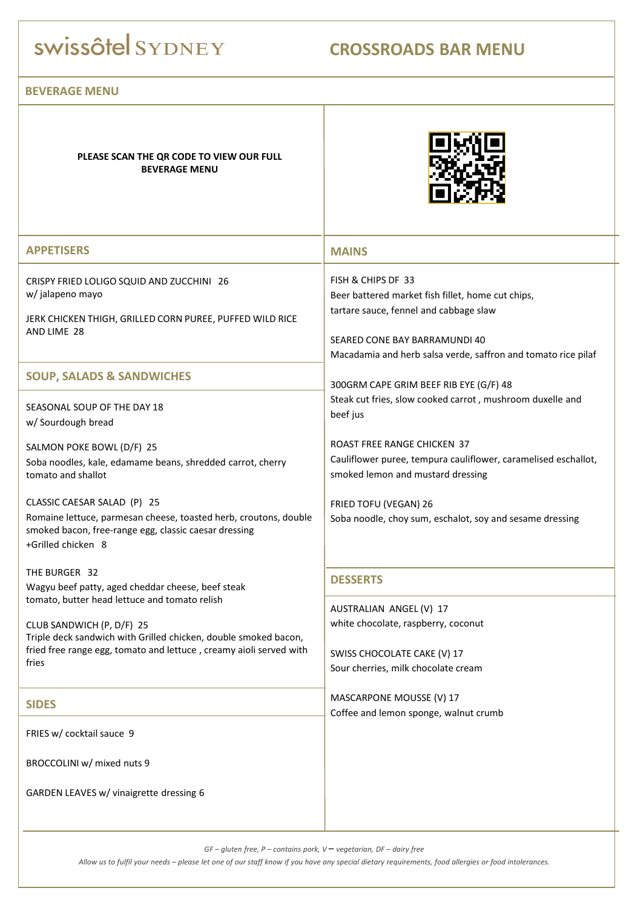# swissôtel SYDNEY

# CROSSROADS BAR MENU

## BEVERAGE MENU

**PLEASE SCAN THE QR CODE TO VIEW OUR FULL BEVERAGE MENU**

## APPETISERS

CRISPY FRIED LOLIGO SQUID AND ZUCCHINI 26
w/ jalapeno mayo

JERK CHICKEN THIGH, GRILLED CORN PUREE, PUFFED WILD RICE AND LIME 28

## SOUP, SALADS & SANDWICHES

SEASONAL SOUP OF THE DAY 18
w/ Sourdough bread

SALMON POKE BOWL (D/F) 25
Soba noodles, kale, edamame beans, shredded carrot, cherry tomato and shallot

CLASSIC CAESAR SALAD (P) 25
Romaine lettuce, parmesan cheese, toasted herb, croutons, double smoked bacon, free-range egg, classic caesar dressing
+Grilled chicken 8

THE BURGER 32
Wagyu beef patty, aged cheddar cheese, beef steak tomato, butter head lettuce and tomato relish

CLUB SANDWICH (P, D/F) 25
Triple deck sandwich with Grilled chicken, double smoked bacon, fried free range egg, tomato and lettuce , creamy aioli served with fries

## SIDES

FRIES w/ cocktail sauce 9

BROCCOLINI w/ mixed nuts 9

GARDEN LEAVES w/ vinaigrette dressing 6

## MAINS

FISH & CHIPS DF 33
Beer battered market fish fillet, home cut chips, tartare sauce, fennel and cabbage slaw

SEARED CONE BAY BARRAMUNDI 40
Macadamia and herb salsa verde, saffron and tomato rice pilaf

300GRM CAPE GRIM BEEF RIB EYE (G/F) 48
Steak cut fries, slow cooked carrot , mushroom duxelle and beef jus

ROAST FREE RANGE CHICKEN 37
Cauliflower puree, tempura cauliflower, caramelised eschallot, smoked lemon and mustard dressing

FRIED TOFU (VEGAN) 26
Soba noodle, choy sum, eschalot, soy and sesame dressing

## DESSERTS

AUSTRALIAN ANGEL (V) 17
white chocolate, raspberry, coconut

SWISS CHOCOLATE CAKE (V) 17
Sour cherries, milk chocolate cream

MASCARPONE MOUSSE (V) 17
Coffee and lemon sponge, walnut crumb

*GF – gluten free, P – contains pork, V – vegetarian, DF – dairy free*

*Allow us to fulfil your needs – please let one of our staff know if you have any special dietary requirements, food allergies or food intolerances.*